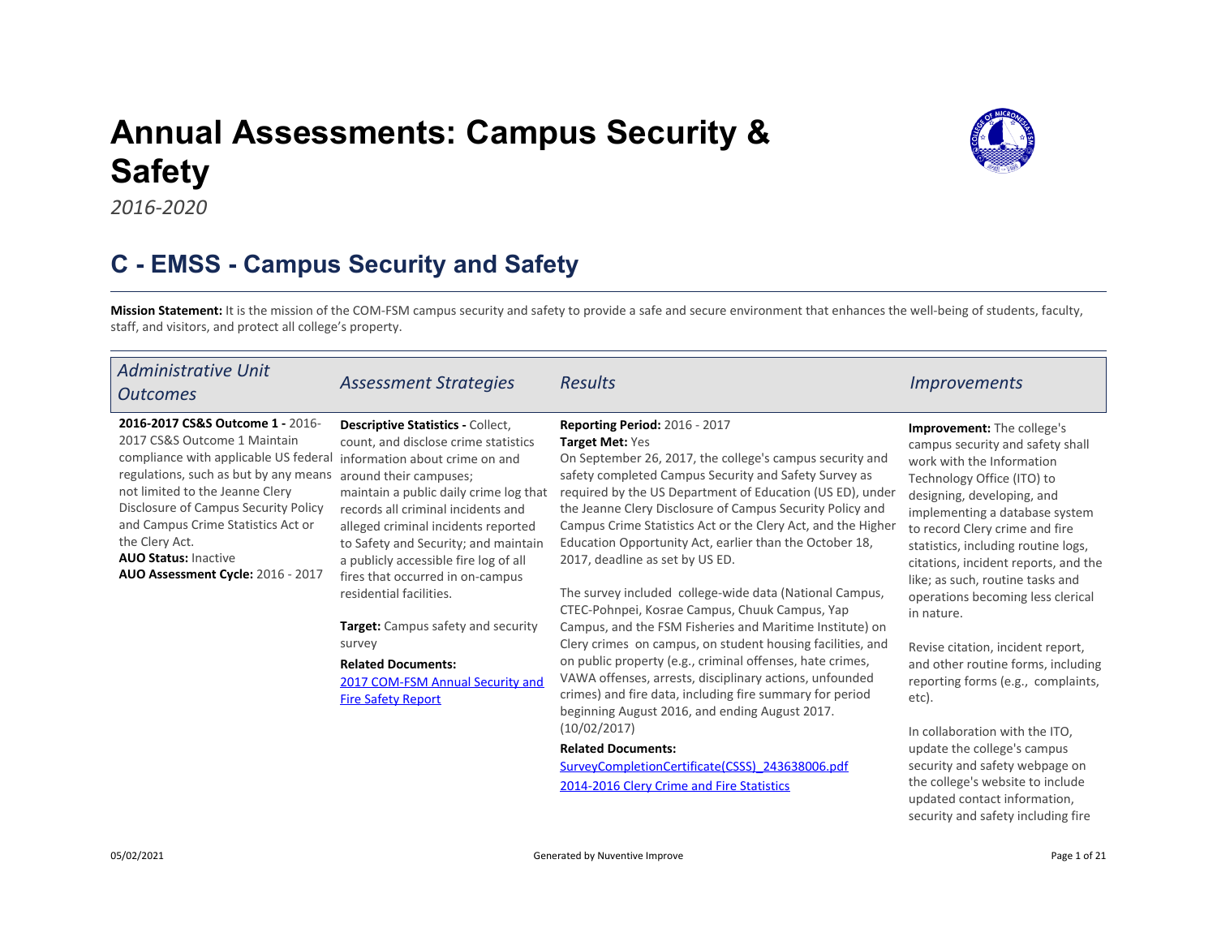# Annual Assessments: Campus Security & Safety

*2016-2020*

## C - EMSS - Campus Security and Safety

**Mission Statement:** It is the mission of the COM-FSM campus security and safety to provide a safe and secure environment that enhances the well-being of students, faculty, staff, and visitors, and protect all college's property.

| *Administrative Unit Outcomes* | *Assessment Strategies* | *Results* | *Improvements* |
|---|---|---|---|
| **2016-2017 CS&S Outcome 1 -** 2016-2017 CS&S Outcome 1 Maintain compliance with applicable US federal regulations, such as but by any means not limited to the Jeanne Clery Disclosure of Campus Security Policy and Campus Crime Statistics Act or the Clery Act.<br>**AUO Status:** Inactive<br>**AUO Assessment Cycle:** 2016 - 2017 | **Descriptive Statistics -** Collect, count, and disclose crime statistics information about crime on and around their campuses; maintain a public daily crime log that records all criminal incidents and alleged criminal incidents reported to Safety and Security; and maintain a publicly accessible fire log of all fires that occurred in on-campus residential facilities.<br><br>**Target:** Campus safety and security survey<br>**Related Documents:**<br>2017 COM-FSM Annual Security and Fire Safety Report | **Reporting Period:** 2016 - 2017<br>**Target Met:** Yes<br>On September 26, 2017, the college's campus security and safety completed Campus Security and Safety Survey as required by the US Department of Education (US ED), under the Jeanne Clery Disclosure of Campus Security Policy and Campus Crime Statistics Act or the Clery Act, and the Higher Education Opportunity Act, earlier than the October 18, 2017, deadline as set by US ED.<br><br>The survey included college-wide data (National Campus, CTEC-Pohnpei, Kosrae Campus, Chuuk Campus, Yap Campus, and the FSM Fisheries and Maritime Institute) on Clery crimes on campus, on student housing facilities, and on public property (e.g., criminal offenses, hate crimes, VAWA offenses, arrests, disciplinary actions, unfounded crimes) and fire data, including fire summary for period beginning August 2016, and ending August 2017. (10/02/2017)<br>**Related Documents:**<br>SurveyCompletionCertificate(CSSS)_243638006.pdf<br>2014-2016 Clery Crime and Fire Statistics | **Improvement:** The college's campus security and safety shall work with the Information Technology Office (ITO) to designing, developing, and implementing a database system to record Clery crime and fire statistics, including routine logs, citations, incident reports, and the like; as such, routine tasks and operations becoming less clerical in nature.<br><br>Revise citation, incident report, and other routine forms, including reporting forms (e.g., complaints, etc).<br><br>In collaboration with the ITO, update the college's campus security and safety webpage on the college's website to include updated contact information, security and safety including fire |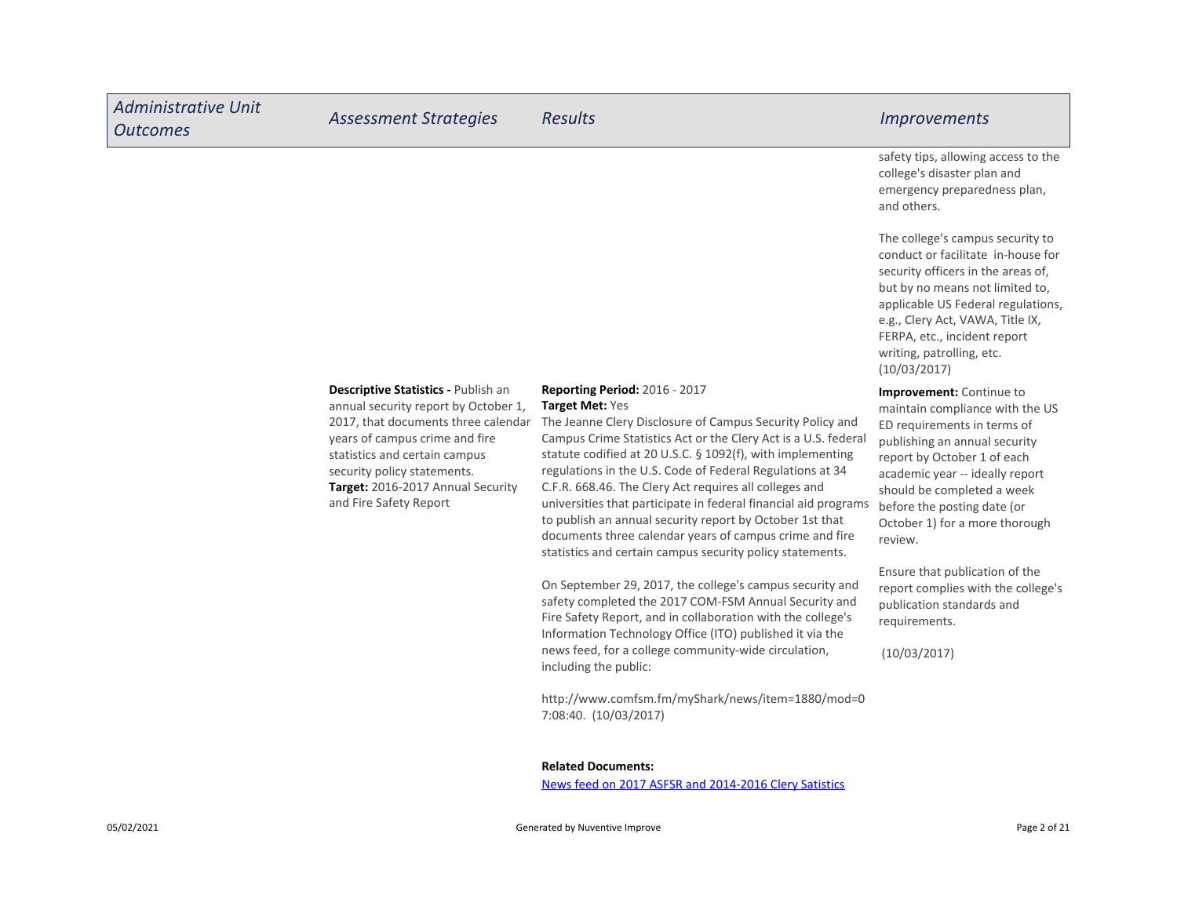| Administrative Unit Outcomes | Assessment Strategies | Results | Improvements |
| --- | --- | --- | --- |
| | | | safety tips, allowing access to the college's disaster plan and emergency preparedness plan, and others.<br><br>The college's campus security to conduct or facilitate in-house for security officers in the areas of, but by no means not limited to, applicable US Federal regulations, e.g., Clery Act, VAWA, Title IX, FERPA, etc., incident report writing, patrolling, etc. (10/03/2017) |
| | **Descriptive Statistics -** Publish an annual security report by October 1, 2017, that documents three calendar years of campus crime and fire statistics and certain campus security policy statements.<br>**Target:** 2016-2017 Annual Security and Fire Safety Report | **Reporting Period:** 2016 - 2017<br>**Target Met:** Yes<br>The Jeanne Clery Disclosure of Campus Security Policy and Campus Crime Statistics Act or the Clery Act is a U.S. federal statute codified at 20 U.S.C. § 1092(f), with implementing regulations in the U.S. Code of Federal Regulations at 34 C.F.R. 668.46. The Clery Act requires all colleges and universities that participate in federal financial aid programs to publish an annual security report by October 1st that documents three calendar years of campus crime and fire statistics and certain campus security policy statements.<br><br>On September 29, 2017, the college's campus security and safety completed the 2017 COM-FSM Annual Security and Fire Safety Report, and in collaboration with the college's Information Technology Office (ITO) published it via the news feed, for a college community-wide circulation, including the public:<br><br>http://www.comfsm.fm/myShark/news/item=1880/mod=07:08:40. (10/03/2017)<br><br>**Related Documents:**<br>[News feed on 2017 ASFSR and 2014-2016 Clery Satistics]() | **Improvement:** Continue to maintain compliance with the US ED requirements in terms of publishing an annual security report by October 1 of each academic year -- ideally report should be completed a week before the posting date (or October 1) for a more thorough review.<br><br>Ensure that publication of the report complies with the college's publication standards and requirements.<br><br>(10/03/2017) |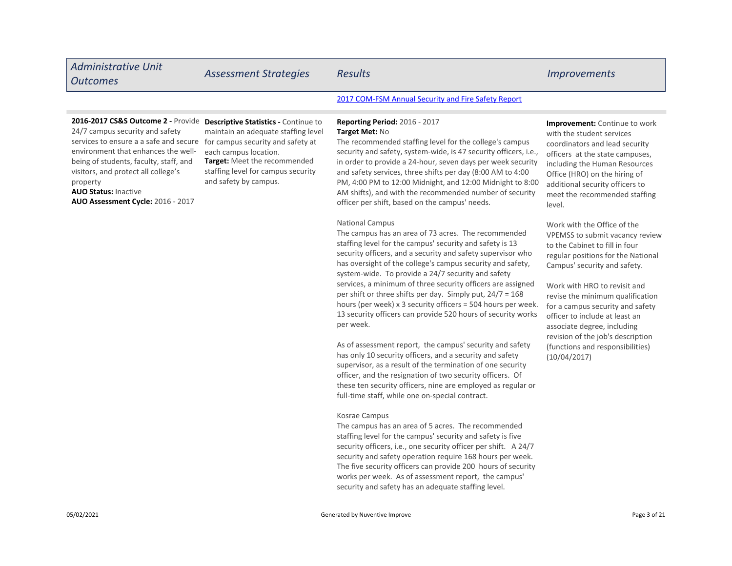| *Administrative Unit Outcomes* | *Assessment Strategies* | *Results* | *Improvements* |
| --- | --- | --- | --- |
| | | [2017 COM-FSM Annual Security and Fire Safety Report]() | |
| **2016-2017 CS&S Outcome 2 -** Provide 24/7 campus security and safety services to ensure a a safe and secure environment that enhances the well-being of students, faculty, staff, and visitors, and protect all college's property<br>**AUO Status:** Inactive<br>**AUO Assessment Cycle:** 2016 - 2017 | **Descriptive Statistics -** Continue to maintain an adequate staffing level for campus security and safety at each campus location.<br>**Target:** Meet the recommended staffing level for campus security and safety by campus. | **Reporting Period:** 2016 - 2017<br>**Target Met:** No<br>The recommended staffing level for the college's campus security and safety, system-wide, is 47 security officers, i.e., in order to provide a 24-hour, seven days per week security and safety services, three shifts per day (8:00 AM to 4:00 PM, 4:00 PM to 12:00 Midnight, and 12:00 Midnight to 8:00 AM shifts), and with the recommended number of security officer per shift, based on the campus' needs.<br><br>National Campus<br>The campus has an area of 73 acres. The recommended staffing level for the campus' security and safety is 13 security officers, and a security and safety supervisor who has oversight of the college's campus security and safety, system-wide. To provide a 24/7 security and safety services, a minimum of three security officers are assigned per shift or three shifts per day. Simply put, 24/7 = 168 hours (per week) x 3 security officers = 504 hours per week. 13 security officers can provide 520 hours of security works per week.<br><br>As of assessment report, the campus' security and safety has only 10 security officers, and a security and safety supervisor, as a result of the termination of one security officer, and the resignation of two security officers. Of these ten security officers, nine are employed as regular or full-time staff, while one on-special contract.<br><br>Kosrae Campus<br>The campus has an area of 5 acres. The recommended staffing level for the campus' security and safety is five security officers, i.e., one security officer per shift. A 24/7 security and safety operation require 168 hours per week. The five security officers can provide 200 hours of security works per week. As of assessment report, the campus' security and safety has an adequate staffing level. | **Improvement:** Continue to work with the student services coordinators and lead security officers at the state campuses, including the Human Resources Office (HRO) on the hiring of additional security officers to meet the recommended staffing level.<br><br>Work with the Office of the VPEMSS to submit vacancy review to the Cabinet to fill in four regular positions for the National Campus' security and safety.<br><br>Work with HRO to revisit and revise the minimum qualification for a campus security and safety officer to include at least an associate degree, including revision of the job's description (functions and responsibilities) (10/04/2017) |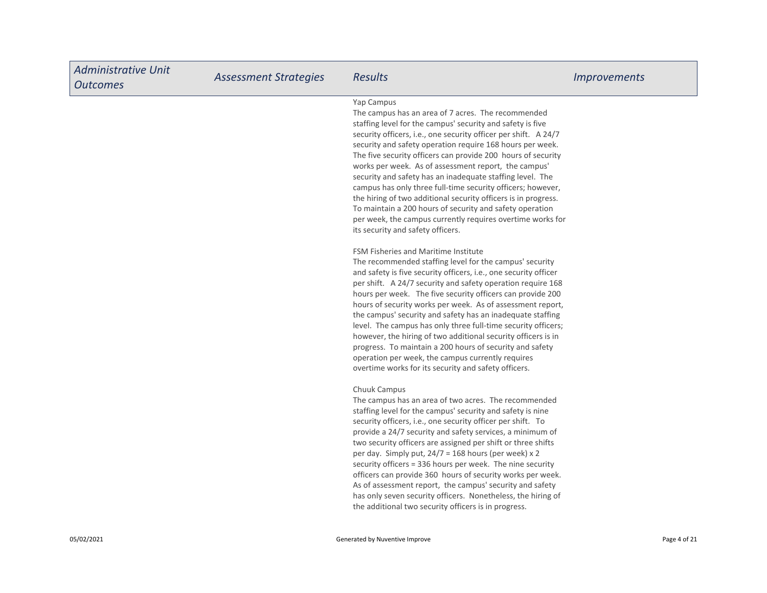| Administrative Unit Outcomes | Assessment Strategies | Results | Improvements |
|---|---|---|---|
| | | Yap Campus<br>The campus has an area of 7 acres. The recommended staffing level for the campus' security and safety is five security officers, i.e., one security officer per shift. A 24/7 security and safety operation require 168 hours per week. The five security officers can provide 200 hours of security works per week. As of assessment report, the campus' security and safety has an inadequate staffing level. The campus has only three full-time security officers; however, the hiring of two additional security officers is in progress. To maintain a 200 hours of security and safety operation per week, the campus currently requires overtime works for its security and safety officers.<br><br>FSM Fisheries and Maritime Institute<br>The recommended staffing level for the campus' security and safety is five security officers, i.e., one security officer per shift. A 24/7 security and safety operation require 168 hours per week. The five security officers can provide 200 hours of security works per week. As of assessment report, the campus' security and safety has an inadequate staffing level. The campus has only three full-time security officers; however, the hiring of two additional security officers is in progress. To maintain a 200 hours of security and safety operation per week, the campus currently requires overtime works for its security and safety officers.<br><br>Chuuk Campus<br>The campus has an area of two acres. The recommended staffing level for the campus' security and safety is nine security officers, i.e., one security officer per shift. To provide a 24/7 security and safety services, a minimum of two security officers are assigned per shift or three shifts per day. Simply put, 24/7 = 168 hours (per week) x 2 security officers = 336 hours per week. The nine security officers can provide 360 hours of security works per week. As of assessment report, the campus' security and safety has only seven security officers. Nonetheless, the hiring of the additional two security officers is in progress. | |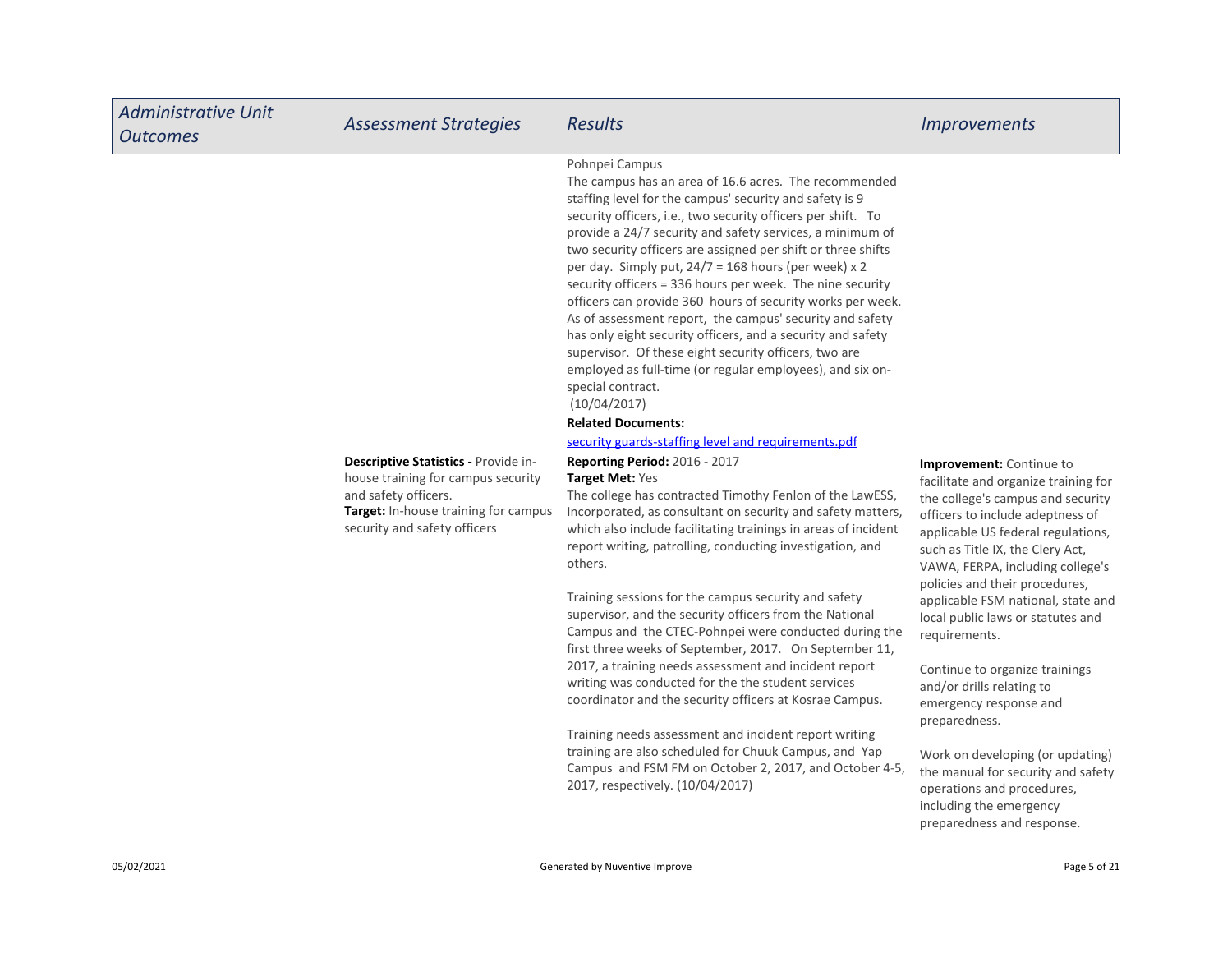| Administrative Unit Outcomes | Assessment Strategies | Results | Improvements |
|---|---|---|---|
| | | Pohnpei Campus<br>The campus has an area of 16.6 acres. The recommended staffing level for the campus' security and safety is 9 security officers, i.e., two security officers per shift. To provide a 24/7 security and safety services, a minimum of two security officers are assigned per shift or three shifts per day. Simply put, 24/7 = 168 hours (per week) x 2 security officers = 336 hours per week. The nine security officers can provide 360 hours of security works per week. As of assessment report, the campus' security and safety has only eight security officers, and a security and safety supervisor. Of these eight security officers, two are employed as full-time (or regular employees), and six on-special contract.<br>(10/04/2017)<br>**Related Documents:**<br>security guards-staffing level and requirements.pdf | |
| | **Descriptive Statistics -** Provide in-house training for campus security and safety officers.<br>**Target:** In-house training for campus security and safety officers | **Reporting Period:** 2016 - 2017<br>**Target Met:** Yes<br>The college has contracted Timothy Fenlon of the LawESS, Incorporated, as consultant on security and safety matters, which also include facilitating trainings in areas of incident report writing, patrolling, conducting investigation, and others.<br><br>Training sessions for the campus security and safety supervisor, and the security officers from the National Campus and the CTEC-Pohnpei were conducted during the first three weeks of September, 2017. On September 11, 2017, a training needs assessment and incident report writing was conducted for the the student services coordinator and the security officers at Kosrae Campus.<br><br>Training needs assessment and incident report writing training are also scheduled for Chuuk Campus, and Yap Campus and FSM FM on October 2, 2017, and October 4-5, 2017, respectively. (10/04/2017) | **Improvement:** Continue to facilitate and organize training for the college's campus and security officers to include adeptness of applicable US federal regulations, such as Title IX, the Clery Act, VAWA, FERPA, including college's policies and their procedures, applicable FSM national, state and local public laws or statutes and requirements.<br><br>Continue to organize trainings and/or drills relating to emergency response and preparedness.<br><br>Work on developing (or updating) the manual for security and safety operations and procedures, including the emergency preparedness and response. |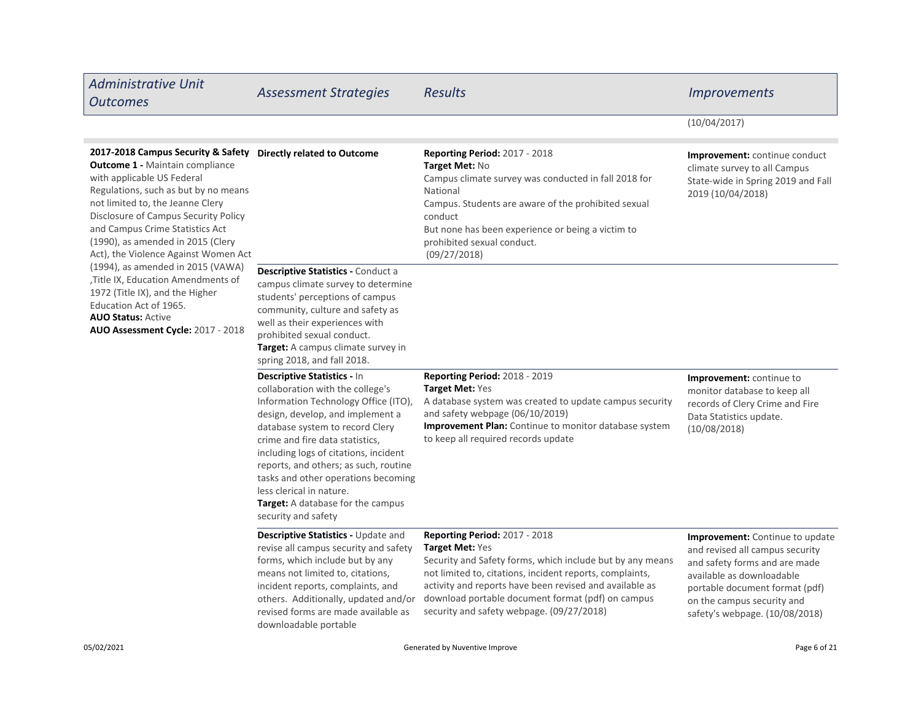| Administrative Unit Outcomes | Assessment Strategies | Results | Improvements |
|---|---|---|---|
| | | | (10/04/2017) |
| **2017-2018 Campus Security & Safety Outcome 1 -** Maintain compliance with applicable US Federal Regulations, such as but by no means not limited to, the Jeanne Clery Disclosure of Campus Security Policy and Campus Crime Statistics Act (1990), as amended in 2015 (Clery Act), the Violence Against Women Act (1994), as amended in 2015 (VAWA) ,Title IX, Education Amendments of 1972 (Title IX), and the Higher Education Act of 1965.<br>**AUO Status:** Active<br>**AUO Assessment Cycle:** 2017 - 2018 | **Directly related to Outcome** | **Reporting Period:** 2017 - 2018<br>**Target Met:** No<br>Campus climate survey was conducted in fall 2018 for National<br>Campus. Students are aware of the prohibited sexual conduct<br>But none has been experience or being a victim to prohibited sexual conduct.<br>(09/27/2018) | **Improvement:** continue conduct climate survey to all Campus State-wide in Spring 2019 and Fall 2019 (10/04/2018) |
| | **Descriptive Statistics -** Conduct a campus climate survey to determine students' perceptions of campus community, culture and safety as well as their experiences with prohibited sexual conduct.<br>**Target:** A campus climate survey in spring 2018, and fall 2018. | | |
| | **Descriptive Statistics -** In collaboration with the college's Information Technology Office (ITO), design, develop, and implement a database system to record Clery crime and fire data statistics, including logs of citations, incident reports, and others; as such, routine tasks and other operations becoming less clerical in nature.<br>**Target:** A database for the campus security and safety | **Reporting Period:** 2018 - 2019<br>**Target Met:** Yes<br>A database system was created to update campus security and safety webpage (06/10/2019)<br>**Improvement Plan:** Continue to monitor database system to keep all required records update | **Improvement:** continue to monitor database to keep all records of Clery Crime and Fire Data Statistics update. (10/08/2018) |
| | **Descriptive Statistics -** Update and revise all campus security and safety forms, which include but by any means not limited to, citations, incident reports, complaints, and others. Additionally, updated and/or revised forms are made available as downloadable portable | **Reporting Period:** 2017 - 2018<br>**Target Met:** Yes<br>Security and Safety forms, which include but by any means not limited to, citations, incident reports, complaints, activity and reports have been revised and available as download portable document format (pdf) on campus security and safety webpage. (09/27/2018) | **Improvement:** Continue to update and revised all campus security and safety forms and are made available as downloadable portable document format (pdf) on the campus security and safety's webpage. (10/08/2018) |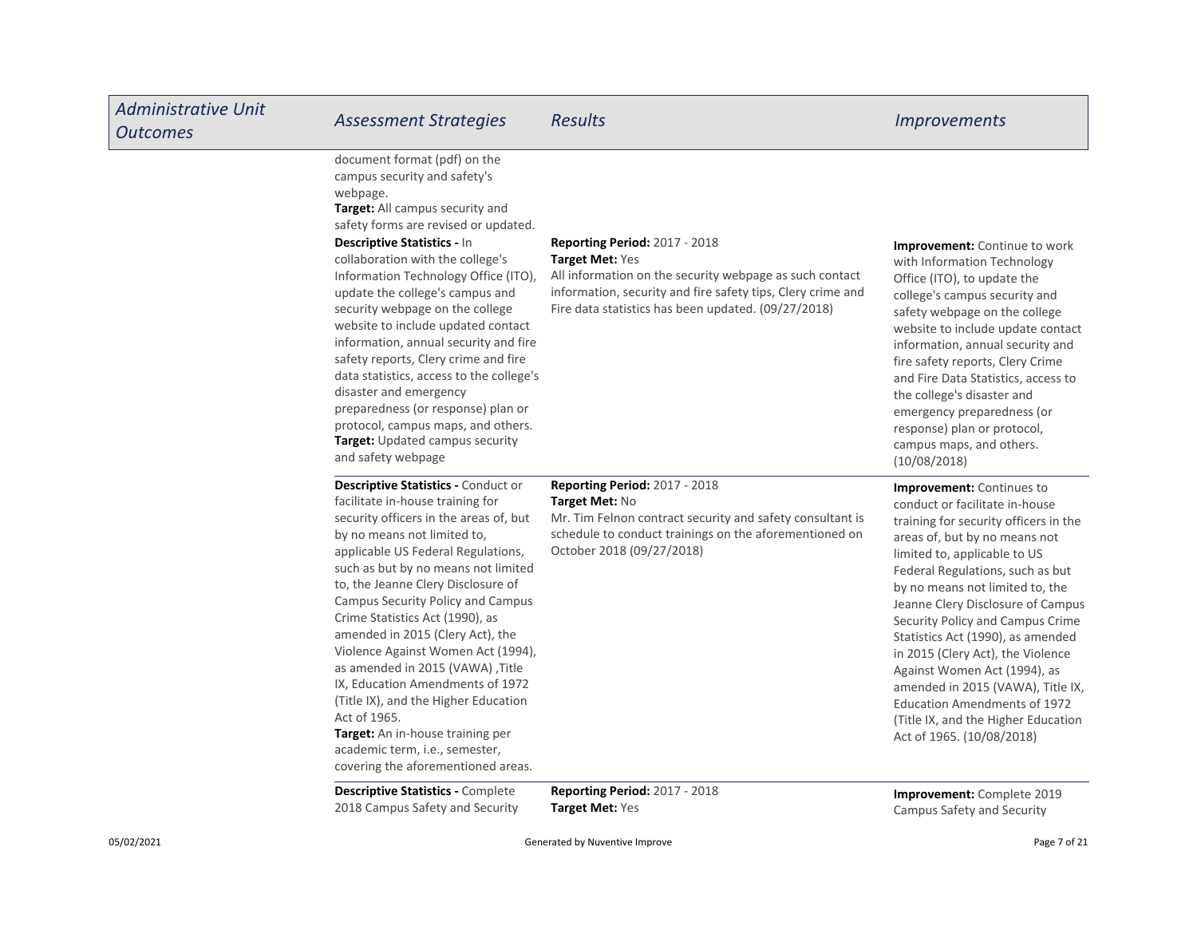| Administrative Unit Outcomes | Assessment Strategies | Results | Improvements |
|---|---|---|---|
| | document format (pdf) on the campus security and safety's webpage.<br>**Target:** All campus security and safety forms are revised or updated. | | |
| | **Descriptive Statistics -** In collaboration with the college's Information Technology Office (ITO), update the college's campus and security webpage on the college website to include updated contact information, annual security and fire safety reports, Clery crime and fire data statistics, access to the college's disaster and emergency preparedness (or response) plan or protocol, campus maps, and others.<br>**Target:** Updated campus security and safety webpage | **Reporting Period:** 2017 - 2018<br>**Target Met:** Yes<br>All information on the security webpage as such contact information, security and fire safety tips, Clery crime and Fire data statistics has been updated. (09/27/2018) | **Improvement:** Continue to work with Information Technology Office (ITO), to update the college's campus security and safety webpage on the college website to include update contact information, annual security and fire safety reports, Clery Crime and Fire Data Statistics, access to the college's disaster and emergency preparedness (or response) plan or protocol, campus maps, and others. (10/08/2018) |
| | **Descriptive Statistics -** Conduct or facilitate in-house training for security officers in the areas of, but by no means not limited to, applicable US Federal Regulations, such as but by no means not limited to, the Jeanne Clery Disclosure of Campus Security Policy and Campus Crime Statistics Act (1990), as amended in 2015 (Clery Act), the Violence Against Women Act (1994), as amended in 2015 (VAWA) ,Title IX, Education Amendments of 1972 (Title IX), and the Higher Education Act of 1965.<br>**Target:** An in-house training per academic term, i.e., semester, covering the aforementioned areas. | **Reporting Period:** 2017 - 2018<br>**Target Met:** No<br>Mr. Tim Felnon contract security and safety consultant is schedule to conduct trainings on the aforementioned on October 2018 (09/27/2018) | **Improvement:** Continues to conduct or facilitate in-house training for security officers in the areas of, but by no means not limited to, applicable to US Federal Regulations, such as but by no means not limited to, the Jeanne Clery Disclosure of Campus Security Policy and Campus Crime Statistics Act (1990), as amended in 2015 (Clery Act), the Violence Against Women Act (1994), as amended in 2015 (VAWA), Title IX, Education Amendments of 1972 (Title IX, and the Higher Education Act of 1965. (10/08/2018) |
| | **Descriptive Statistics -** Complete 2018 Campus Safety and Security | **Reporting Period:** 2017 - 2018<br>**Target Met:** Yes | **Improvement:** Complete 2019 Campus Safety and Security |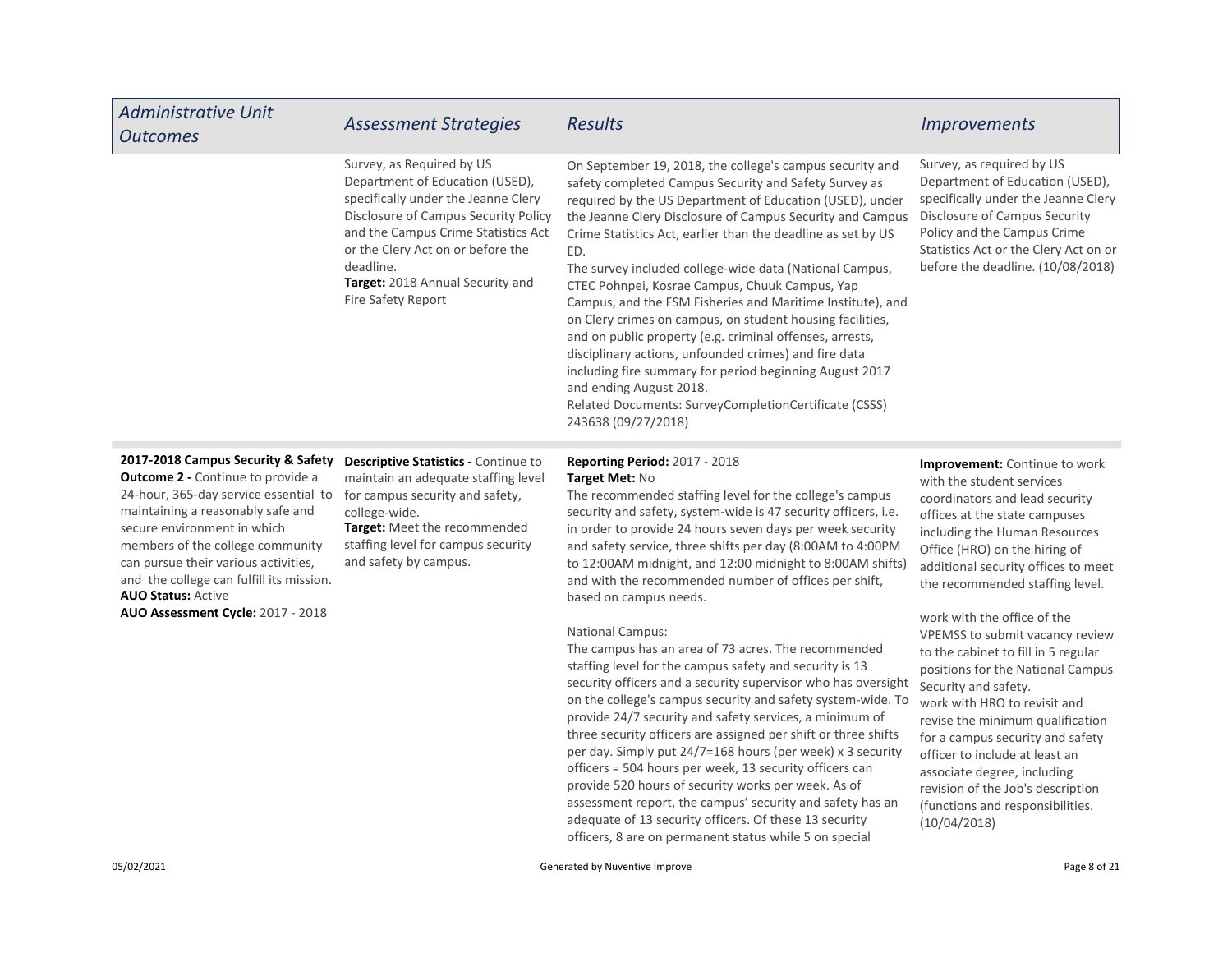| *Administrative Unit Outcomes* | *Assessment Strategies* | *Results* | *Improvements* |
|---|---|---|---|
| | Survey, as Required by US Department of Education (USED), specifically under the Jeanne Clery Disclosure of Campus Security Policy and the Campus Crime Statistics Act or the Clery Act on or before the deadline.<br>**Target:** 2018 Annual Security and Fire Safety Report | On September 19, 2018, the college's campus security and safety completed Campus Security and Safety Survey as required by the US Department of Education (USED), under the Jeanne Clery Disclosure of Campus Security and Campus Crime Statistics Act, earlier than the deadline as set by US ED.<br>The survey included college-wide data (National Campus, CTEC Pohnpei, Kosrae Campus, Chuuk Campus, Yap Campus, and the FSM Fisheries and Maritime Institute), and on Clery crimes on campus, on student housing facilities, and on public property (e.g. criminal offenses, arrests, disciplinary actions, unfounded crimes) and fire data including fire summary for period beginning August 2017 and ending August 2018.<br>Related Documents: SurveyCompletionCertificate (CSSS) 243638 (09/27/2018) | Survey, as required by US Department of Education (USED), specifically under the Jeanne Clery Disclosure of Campus Security Policy and the Campus Crime Statistics Act or the Clery Act on or before the deadline. (10/08/2018) |
| **2017-2018 Campus Security & Safety Outcome 2 -** Continue to provide a 24-hour, 365-day service essential to maintaining a reasonably safe and secure environment in which members of the college community can pursue their various activities, and the college can fulfill its mission.<br>**AUO Status:** Active<br>**AUO Assessment Cycle:** 2017 - 2018 | **Descriptive Statistics -** Continue to maintain an adequate staffing level for campus security and safety, college-wide.<br>**Target:** Meet the recommended staffing level for campus security and safety by campus. | **Reporting Period:** 2017 - 2018<br>**Target Met:** No<br>The recommended staffing level for the college's campus security and safety, system-wide is 47 security officers, i.e. in order to provide 24 hours seven days per week security and safety service, three shifts per day (8:00AM to 4:00PM to 12:00AM midnight, and 12:00 midnight to 8:00AM shifts) and with the recommended number of offices per shift, based on campus needs.<br><br>National Campus:<br>The campus has an area of 73 acres. The recommended staffing level for the campus safety and security is 13 security officers and a security supervisor who has oversight on the college's campus security and safety system-wide. To provide 24/7 security and safety services, a minimum of three security officers are assigned per shift or three shifts per day. Simply put 24/7=168 hours (per week) x 3 security officers = 504 hours per week, 13 security officers can provide 520 hours of security works per week. As of assessment report, the campus' security and safety has an adequate of 13 security officers. Of these 13 security officers, 8 are on permanent status while 5 on special | **Improvement:** Continue to work with the student services coordinators and lead security offices at the state campuses including the Human Resources Office (HRO) on the hiring of additional security offices to meet the recommended staffing level.<br><br>work with the office of the VPEMSS to submit vacancy review to the cabinet to fill in 5 regular positions for the National Campus Security and safety.<br>work with HRO to revisit and revise the minimum qualification for a campus security and safety officer to include at least an associate degree, including revision of the Job's description (functions and responsibilities. (10/04/2018) |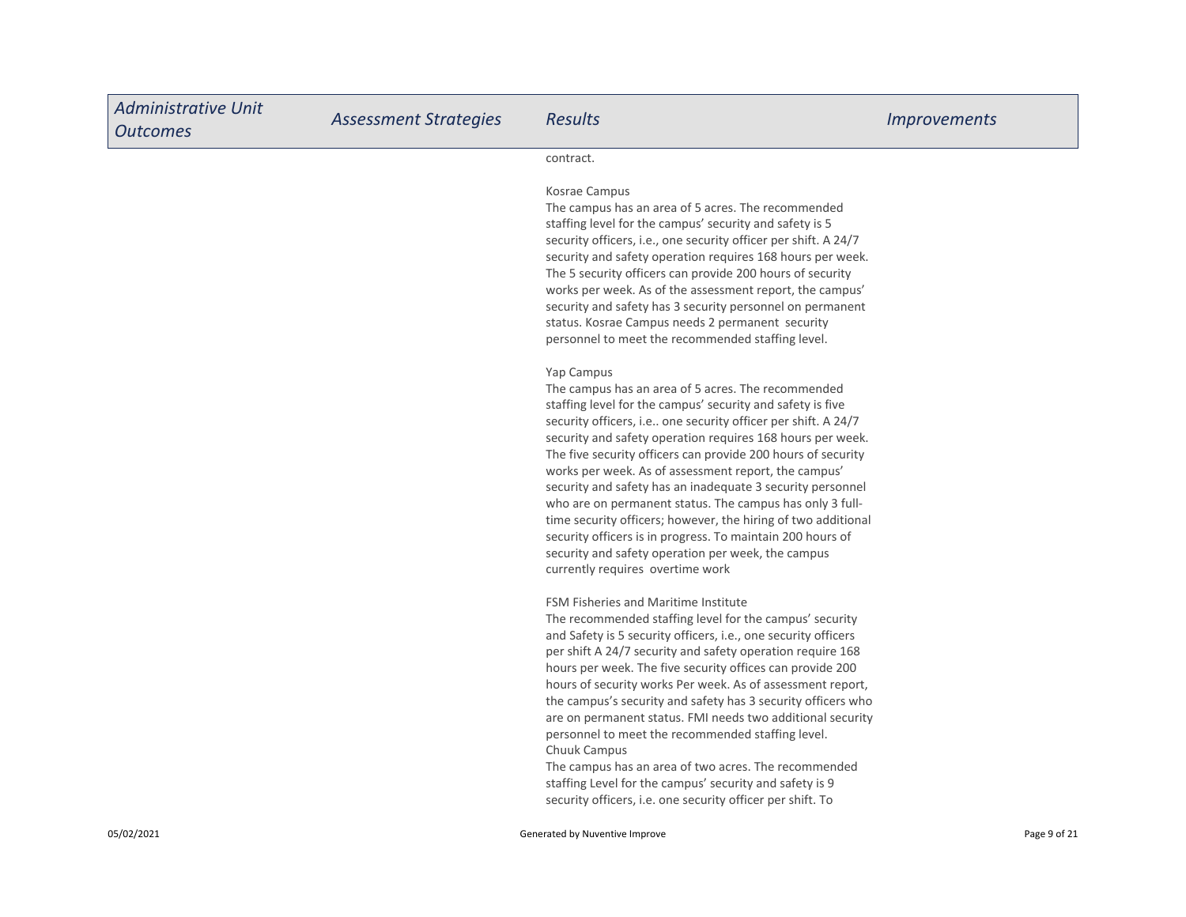| Administrative Unit Outcomes | Assessment Strategies | Results | Improvements |
| --- | --- | --- | --- |
| | | contract.<br><br>Kosrae Campus<br>The campus has an area of 5 acres. The recommended staffing level for the campus' security and safety is 5 security officers, i.e., one security officer per shift. A 24/7 security and safety operation requires 168 hours per week. The 5 security officers can provide 200 hours of security works per week. As of the assessment report, the campus' security and safety has 3 security personnel on permanent status. Kosrae Campus needs 2 permanent security personnel to meet the recommended staffing level.<br><br>Yap Campus<br>The campus has an area of 5 acres. The recommended staffing level for the campus' security and safety is five security officers, i.e.. one security officer per shift. A 24/7 security and safety operation requires 168 hours per week. The five security officers can provide 200 hours of security works per week. As of assessment report, the campus' security and safety has an inadequate 3 security personnel who are on permanent status. The campus has only 3 full-time security officers; however, the hiring of two additional security officers is in progress. To maintain 200 hours of security and safety operation per week, the campus currently requires overtime work<br><br>FSM Fisheries and Maritime Institute<br>The recommended staffing level for the campus' security and Safety is 5 security officers, i.e., one security officers per shift A 24/7 security and safety operation require 168 hours per week. The five security offices can provide 200 hours of security works Per week. As of assessment report, the campus's security and safety has 3 security officers who are on permanent status. FMI needs two additional security personnel to meet the recommended staffing level.<br>Chuuk Campus<br>The campus has an area of two acres. The recommended staffing Level for the campus' security and safety is 9 security officers, i.e. one security officer per shift. To | |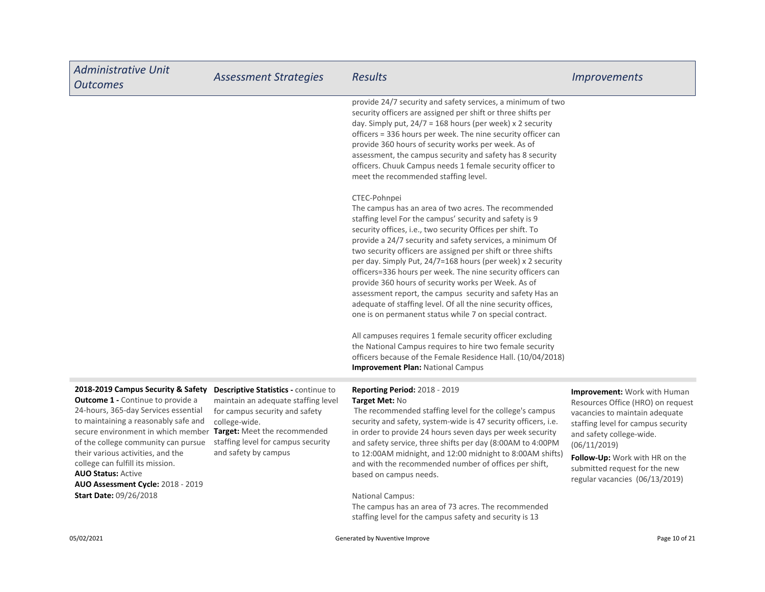| Administrative Unit Outcomes | Assessment Strategies | Results | Improvements |
|---|---|---|---|
| | | provide 24/7 security and safety services, a minimum of two security officers are assigned per shift or three shifts per day. Simply put, 24/7 = 168 hours (per week) x 2 security officers = 336 hours per week. The nine security officer can provide 360 hours of security works per week. As of assessment, the campus security and safety has 8 security officers. Chuuk Campus needs 1 female security officer to meet the recommended staffing level.<br><br>CTEC-Pohnpei<br>The campus has an area of two acres. The recommended staffing level For the campus' security and safety is 9 security offices, i.e., two security Offices per shift. To provide a 24/7 security and safety services, a minimum Of two security officers are assigned per shift or three shifts per day. Simply Put, 24/7=168 hours (per week) x 2 security officers=336 hours per week. The nine security officers can provide 360 hours of security works per Week. As of assessment report, the campus security and safety Has an adequate of staffing level. Of all the nine security offices, one is on permanent status while 7 on special contract.<br><br>All campuses requires 1 female security officer excluding the National Campus requires to hire two female security officers because of the Female Residence Hall. (10/04/2018)<br>**Improvement Plan:** National Campus | |
| **2018-2019 Campus Security & Safety Outcome 1 -** Continue to provide a 24-hours, 365-day Services essential to maintaining a reasonably safe and secure environment in which member of the college community can pursue their various activities, and the college can fulfill its mission.<br>**AUO Status:** Active<br>**AUO Assessment Cycle:** 2018 - 2019<br>**Start Date:** 09/26/2018 | **Descriptive Statistics -** continue to maintain an adequate staffing level for campus security and safety college-wide.<br>**Target:** Meet the recommended staffing level for campus security and safety by campus | **Reporting Period:** 2018 - 2019<br>**Target Met:** No<br>The recommended staffing level for the college's campus security and safety, system-wide is 47 security officers, i.e. in order to provide 24 hours seven days per week security and safety service, three shifts per day (8:00AM to 4:00PM to 12:00AM midnight, and 12:00 midnight to 8:00AM shifts) and with the recommended number of offices per shift, based on campus needs.<br><br>National Campus:<br>The campus has an area of 73 acres. The recommended staffing level for the campus safety and security is 13 | **Improvement:** Work with Human Resources Office (HRO) on request vacancies to maintain adequate staffing level for campus security and safety college-wide. (06/11/2019)<br>**Follow-Up:** Work with HR on the submitted request for the new regular vacancies (06/13/2019) |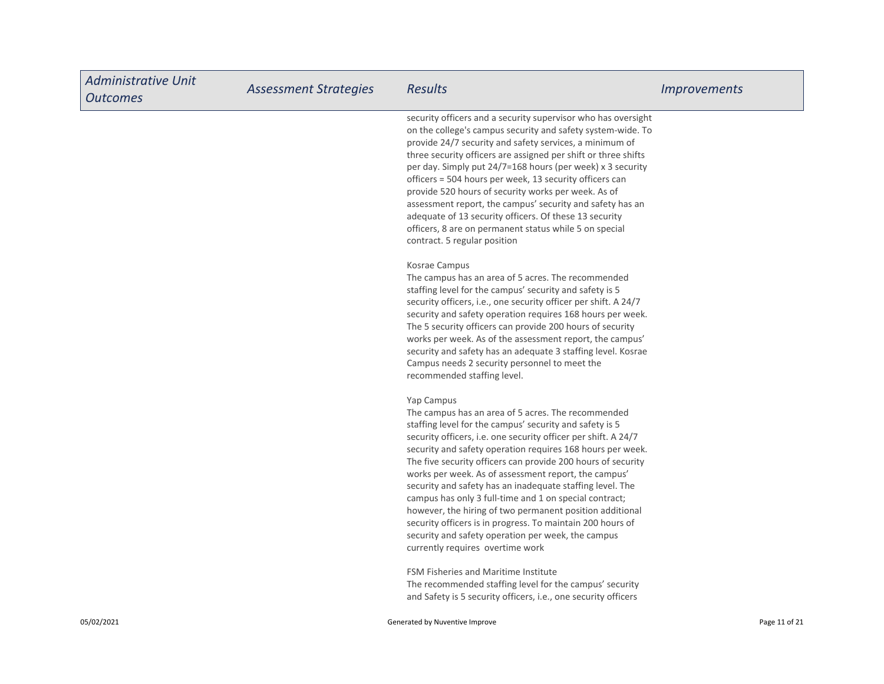| Administrative Unit Outcomes | Assessment Strategies | Results | Improvements |
|---|---|---|---|
| | | security officers and a security supervisor who has oversight on the college's campus security and safety system-wide. To provide 24/7 security and safety services, a minimum of three security officers are assigned per shift or three shifts per day. Simply put 24/7=168 hours (per week) x 3 security officers = 504 hours per week, 13 security officers can provide 520 hours of security works per week. As of assessment report, the campus' security and safety has an adequate of 13 security officers. Of these 13 security officers, 8 are on permanent status while 5 on special contract. 5 regular position<br><br>Kosrae Campus<br>The campus has an area of 5 acres. The recommended staffing level for the campus' security and safety is 5 security officers, i.e., one security officer per shift. A 24/7 security and safety operation requires 168 hours per week. The 5 security officers can provide 200 hours of security works per week. As of the assessment report, the campus' security and safety has an adequate 3 staffing level. Kosrae Campus needs 2 security personnel to meet the recommended staffing level.<br><br>Yap Campus<br>The campus has an area of 5 acres. The recommended staffing level for the campus' security and safety is 5 security officers, i.e. one security officer per shift. A 24/7 security and safety operation requires 168 hours per week. The five security officers can provide 200 hours of security works per week. As of assessment report, the campus' security and safety has an inadequate staffing level. The campus has only 3 full-time and 1 on special contract; however, the hiring of two permanent position additional security officers is in progress. To maintain 200 hours of security and safety operation per week, the campus currently requires overtime work<br><br>FSM Fisheries and Maritime Institute<br>The recommended staffing level for the campus' security and Safety is 5 security officers, i.e., one security officers | |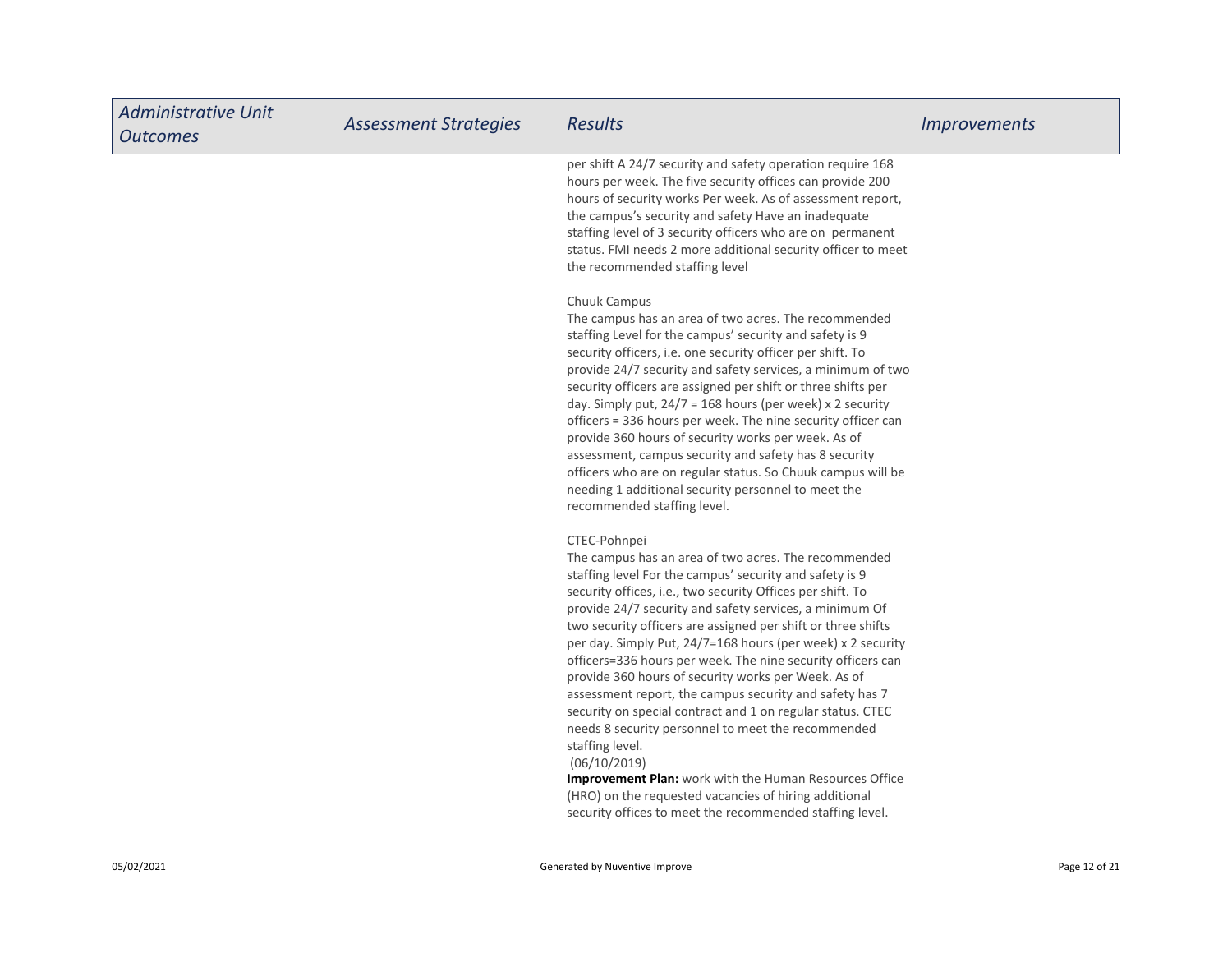| Administrative Unit Outcomes | Assessment Strategies | Results | Improvements |
|---|---|---|---|
| | | per shift A 24/7 security and safety operation require 168 hours per week. The five security offices can provide 200 hours of security works Per week. As of assessment report, the campus's security and safety Have an inadequate staffing level of 3 security officers who are on permanent status. FMI needs 2 more additional security officer to meet the recommended staffing level<br><br>Chuuk Campus<br>The campus has an area of two acres. The recommended staffing Level for the campus' security and safety is 9 security officers, i.e. one security officer per shift. To provide 24/7 security and safety services, a minimum of two security officers are assigned per shift or three shifts per day. Simply put, 24/7 = 168 hours (per week) x 2 security officers = 336 hours per week. The nine security officer can provide 360 hours of security works per week. As of assessment, campus security and safety has 8 security officers who are on regular status. So Chuuk campus will be needing 1 additional security personnel to meet the recommended staffing level.<br><br>CTEC-Pohnpei<br>The campus has an area of two acres. The recommended staffing level For the campus' security and safety is 9 security offices, i.e., two security Offices per shift. To provide 24/7 security and safety services, a minimum Of two security officers are assigned per shift or three shifts per day. Simply Put, 24/7=168 hours (per week) x 2 security officers=336 hours per week. The nine security officers can provide 360 hours of security works per Week. As of assessment report, the campus security and safety has 7 security on special contract and 1 on regular status. CTEC needs 8 security personnel to meet the recommended staffing level.<br>(06/10/2019)<br>**Improvement Plan:** work with the Human Resources Office (HRO) on the requested vacancies of hiring additional security offices to meet the recommended staffing level. | |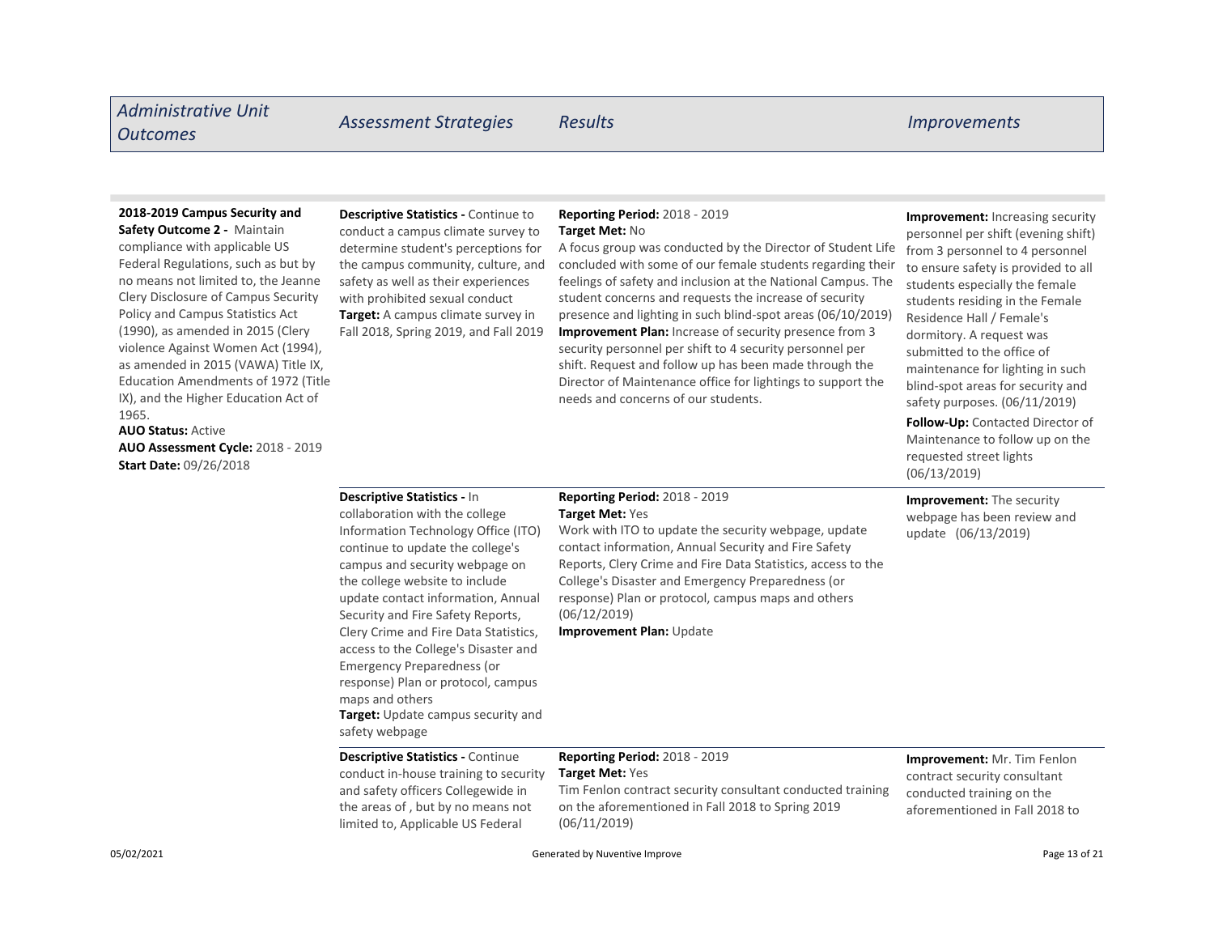| Administrative Unit Outcomes | Assessment Strategies | Results | Improvements |
|---|---|---|---|
| **2018-2019 Campus Security and Safety Outcome 2 -** Maintain compliance with applicable US Federal Regulations, such as but by no means not limited to, the Jeanne Clery Disclosure of Campus Security Policy and Campus Statistics Act (1990), as amended in 2015 (Clery violence Against Women Act (1994), as amended in 2015 (VAWA) Title IX, Education Amendments of 1972 (Title IX), and the Higher Education Act of 1965.<br>**AUO Status:** Active<br>**AUO Assessment Cycle:** 2018 - 2019<br>**Start Date:** 09/26/2018 | **Descriptive Statistics -** Continue to conduct a campus climate survey to determine student's perceptions for the campus community, culture, and safety as well as their experiences with prohibited sexual conduct<br>**Target:** A campus climate survey in Fall 2018, Spring 2019, and Fall 2019 | **Reporting Period:** 2018 - 2019<br>**Target Met:** No<br>A focus group was conducted by the Director of Student Life concluded with some of our female students regarding their feelings of safety and inclusion at the National Campus. The student concerns and requests the increase of security presence and lighting in such blind-spot areas (06/10/2019)<br>**Improvement Plan:** Increase of security presence from 3 security personnel per shift to 4 security personnel per shift. Request and follow up has been made through the Director of Maintenance office for lightings to support the needs and concerns of our students. | **Improvement:** Increasing security personnel per shift (evening shift) from 3 personnel to 4 personnel to ensure safety is provided to all students especially the female students residing in the Female Residence Hall / Female's dormitory. A request was submitted to the office of maintenance for lighting in such blind-spot areas for security and safety purposes. (06/11/2019)<br>**Follow-Up:** Contacted Director of Maintenance to follow up on the requested street lights (06/13/2019) |
| | **Descriptive Statistics -** In collaboration with the college Information Technology Office (ITO) continue to update the college's campus and security webpage on the college website to include update contact information, Annual Security and Fire Safety Reports, Clery Crime and Fire Data Statistics, access to the College's Disaster and Emergency Preparedness (or response) Plan or protocol, campus maps and others<br>**Target:** Update campus security and safety webpage | **Reporting Period:** 2018 - 2019<br>**Target Met:** Yes<br>Work with ITO to update the security webpage, update contact information, Annual Security and Fire Safety Reports, Clery Crime and Fire Data Statistics, access to the College's Disaster and Emergency Preparedness (or response) Plan or protocol, campus maps and others (06/12/2019)<br>**Improvement Plan:** Update | **Improvement:** The security webpage has been review and update (06/13/2019) |
| | **Descriptive Statistics -** Continue conduct in-house training to security and safety officers Collegewide in the areas of , but by no means not limited to, Applicable US Federal | **Reporting Period:** 2018 - 2019<br>**Target Met:** Yes<br>Tim Fenlon contract security consultant conducted training on the aforementioned in Fall 2018 to Spring 2019 (06/11/2019) | **Improvement:** Mr. Tim Fenlon contract security consultant conducted training on the aforementioned in Fall 2018 to |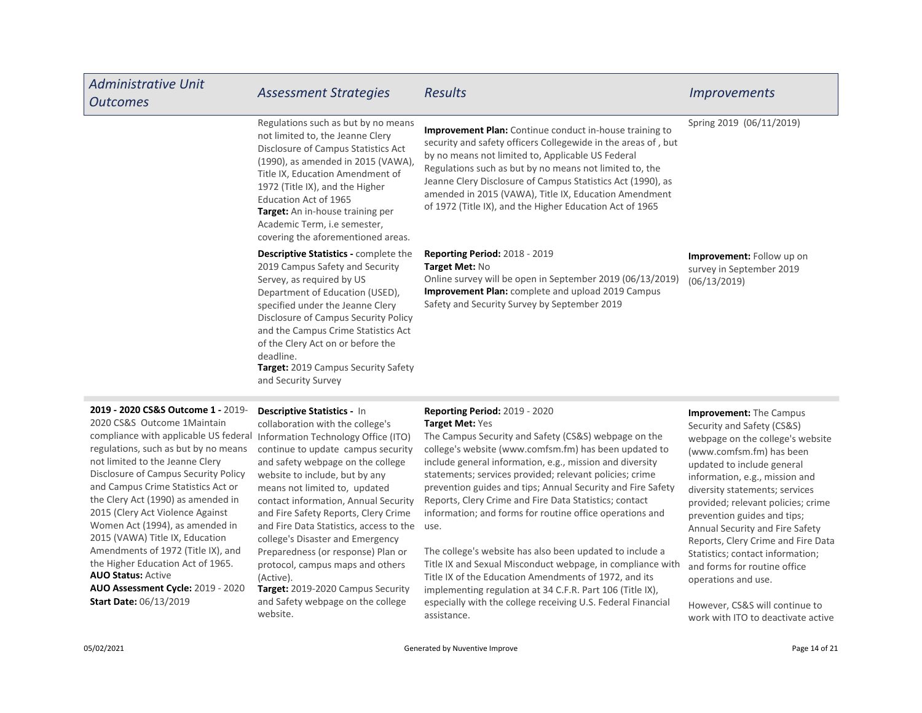| Administrative Unit Outcomes | Assessment Strategies | Results | Improvements |
|---|---|---|---|
| | Regulations such as but by no means not limited to, the Jeanne Clery Disclosure of Campus Statistics Act (1990), as amended in 2015 (VAWA), Title IX, Education Amendment of 1972 (Title IX), and the Higher Education Act of 1965<br>**Target:** An in-house training per Academic Term, i.e semester, covering the aforementioned areas. | **Improvement Plan:** Continue conduct in-house training to security and safety officers Collegewide in the areas of , but by no means not limited to, Applicable US Federal Regulations such as but by no means not limited to, the Jeanne Clery Disclosure of Campus Statistics Act (1990), as amended in 2015 (VAWA), Title IX, Education Amendment of 1972 (Title IX), and the Higher Education Act of 1965 | Spring 2019 (06/11/2019) |
| | **Descriptive Statistics -** complete the 2019 Campus Safety and Security Servey, as required by US Department of Education (USED), specified under the Jeanne Clery Disclosure of Campus Security Policy and the Campus Crime Statistics Act of the Clery Act on or before the deadline.<br>**Target:** 2019 Campus Security Safety and Security Survey | **Reporting Period:** 2018 - 2019<br>**Target Met:** No<br>Online survey will be open in September 2019 (06/13/2019)<br>**Improvement Plan:** complete and upload 2019 Campus Safety and Security Survey by September 2019 | **Improvement:** Follow up on survey in September 2019 (06/13/2019) |
| **2019 - 2020 CS&S Outcome 1 -** 2019-2020 CS&S Outcome 1Maintain compliance with applicable US federal regulations, such as but by no means not limited to the Jeanne Clery Disclosure of Campus Security Policy and Campus Crime Statistics Act or the Clery Act (1990) as amended in 2015 (Clery Act Violence Against Women Act (1994), as amended in 2015 (VAWA) Title IX, Education Amendments of 1972 (Title IX), and the Higher Education Act of 1965.<br>**AUO Status:** Active<br>**AUO Assessment Cycle:** 2019 - 2020<br>**Start Date:** 06/13/2019 | **Descriptive Statistics -** In collaboration with the college's Information Technology Office (ITO) continue to update campus security and safety webpage on the college website to include, but by any means not limited to, updated contact information, Annual Security and Fire Safety Reports, Clery Crime and Fire Data Statistics, access to the college's Disaster and Emergency Preparedness (or response) Plan or protocol, campus maps and others (Active).<br>**Target:** 2019-2020 Campus Security and Safety webpage on the college website. | **Reporting Period:** 2019 - 2020<br>**Target Met:** Yes<br>The Campus Security and Safety (CS&S) webpage on the college's website (www.comfsm.fm) has been updated to include general information, e.g., mission and diversity statements; services provided; relevant policies; crime prevention guides and tips; Annual Security and Fire Safety Reports, Clery Crime and Fire Data Statistics; contact information; and forms for routine office operations and use.<br><br>The college's website has also been updated to include a Title IX and Sexual Misconduct webpage, in compliance with Title IX of the Education Amendments of 1972, and its implementing regulation at 34 C.F.R. Part 106 (Title IX), especially with the college receiving U.S. Federal Financial assistance. | **Improvement:** The Campus Security and Safety (CS&S) webpage on the college's website (www.comfsm.fm) has been updated to include general information, e.g., mission and diversity statements; services provided; relevant policies; crime prevention guides and tips; Annual Security and Fire Safety Reports, Clery Crime and Fire Data Statistics; contact information; and forms for routine office operations and use.<br><br>However, CS&S will continue to work with ITO to deactivate active |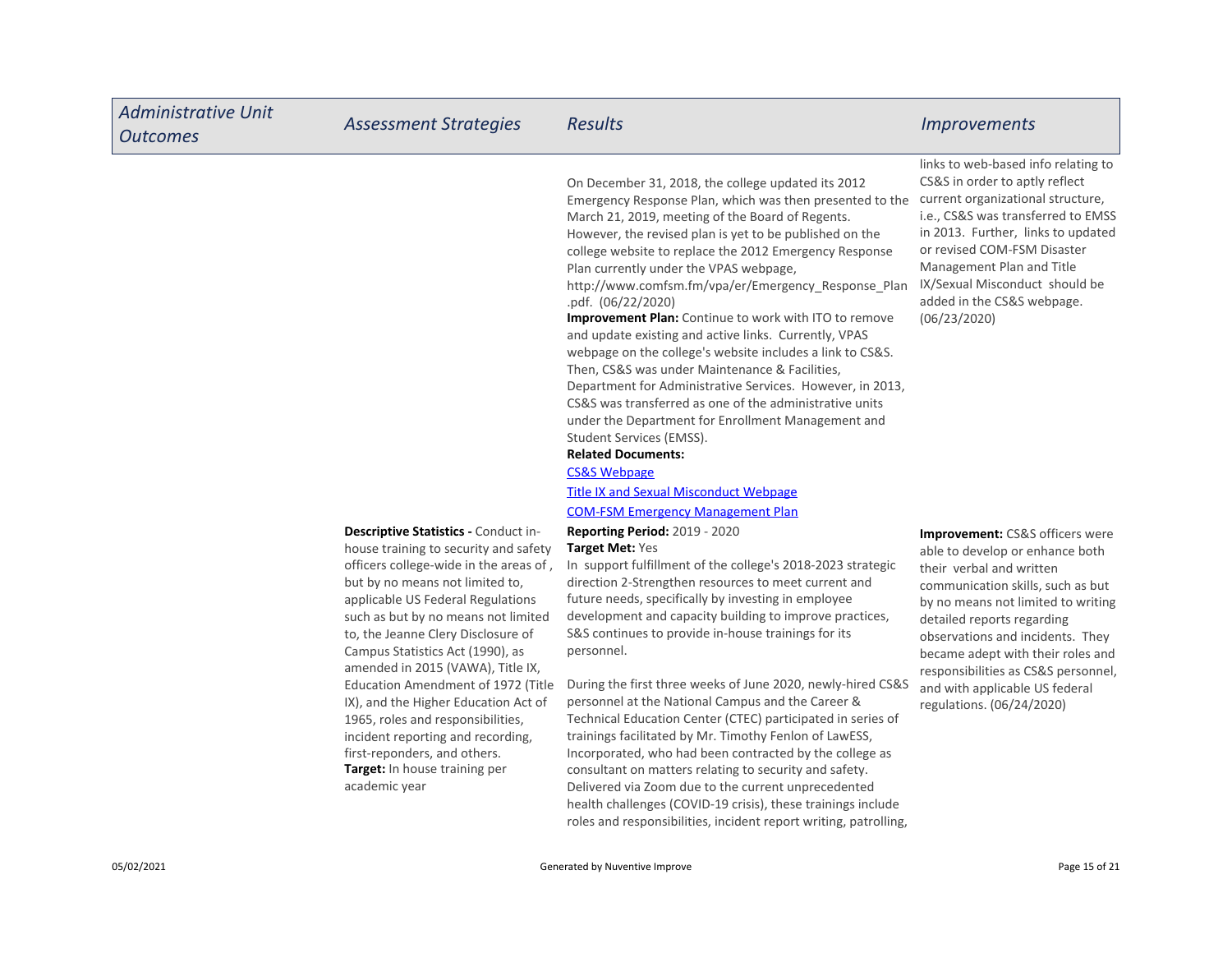| Administrative Unit Outcomes | Assessment Strategies | Results | Improvements |
|---|---|---|---|
| | | On December 31, 2018, the college updated its 2012 Emergency Response Plan, which was then presented to the March 21, 2019, meeting of the Board of Regents. However, the revised plan is yet to be published on the college website to replace the 2012 Emergency Response Plan currently under the VPAS webpage, http://www.comfsm.fm/vpa/er/Emergency_Response_Plan.pdf. (06/22/2020)<br>**Improvement Plan:** Continue to work with ITO to remove and update existing and active links. Currently, VPAS webpage on the college's website includes a link to CS&S. Then, CS&S was under Maintenance & Facilities, Department for Administrative Services. However, in 2013, CS&S was transferred as one of the administrative units under the Department for Enrollment Management and Student Services (EMSS).<br>**Related Documents:**<br>CS&S Webpage<br>Title IX and Sexual Misconduct Webpage<br>COM-FSM Emergency Management Plan | links to web-based info relating to CS&S in order to aptly reflect current organizational structure, i.e., CS&S was transferred to EMSS in 2013. Further, links to updated or revised COM-FSM Disaster Management Plan and Title IX/Sexual Misconduct should be added in the CS&S webpage. (06/23/2020) |
| | **Descriptive Statistics -** Conduct in-house training to security and safety officers college-wide in the areas of , but by no means not limited to, applicable US Federal Regulations such as but by no means not limited to, the Jeanne Clery Disclosure of Campus Statistics Act (1990), as amended in 2015 (VAWA), Title IX, Education Amendment of 1972 (Title IX), and the Higher Education Act of 1965, roles and responsibilities, incident reporting and recording, first-reponders, and others.<br>**Target:** In house training per academic year | **Reporting Period:** 2019 - 2020<br>**Target Met:** Yes<br>In support fulfillment of the college's 2018-2023 strategic direction 2-Strengthen resources to meet current and future needs, specifically by investing in employee development and capacity building to improve practices, S&S continues to provide in-house trainings for its personnel.<br><br>During the first three weeks of June 2020, newly-hired CS&S personnel at the National Campus and the Career & Technical Education Center (CTEC) participated in series of trainings facilitated by Mr. Timothy Fenlon of LawESS, Incorporated, who had been contracted by the college as consultant on matters relating to security and safety. Delivered via Zoom due to the current unprecedented health challenges (COVID-19 crisis), these trainings include roles and responsibilities, incident report writing, patrolling, | **Improvement:** CS&S officers were able to develop or enhance both their verbal and written communication skills, such as but by no means not limited to writing detailed reports regarding observations and incidents. They became adept with their roles and responsibilities as CS&S personnel, and with applicable US federal regulations. (06/24/2020) |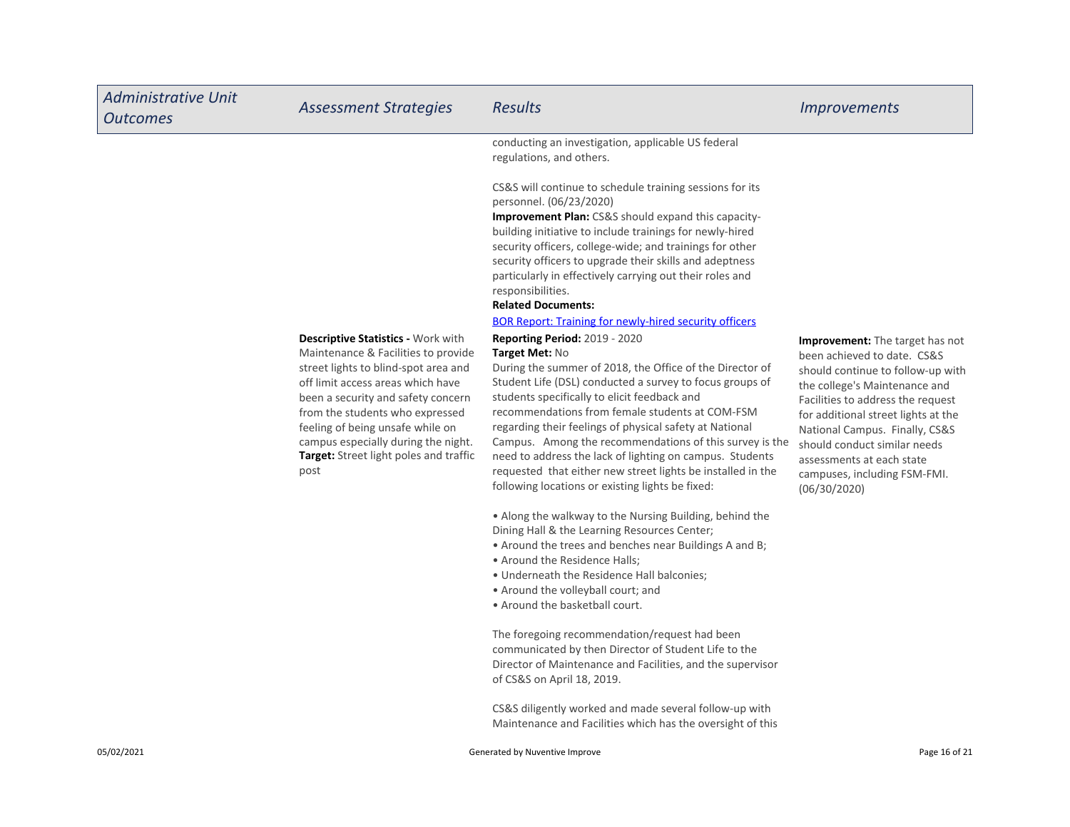| Administrative Unit Outcomes | Assessment Strategies | Results | Improvements |
|---|---|---|---|
| | | conducting an investigation, applicable US federal regulations, and others.<br><br>CS&S will continue to schedule training sessions for its personnel. (06/23/2020)<br>**Improvement Plan:** CS&S should expand this capacity-building initiative to include trainings for newly-hired security officers, college-wide; and trainings for other security officers to upgrade their skills and adeptness particularly in effectively carrying out their roles and responsibilities.<br>**Related Documents:**<br>[BOR Report: Training for newly-hired security officers]() | |
| | **Descriptive Statistics -** Work with Maintenance & Facilities to provide street lights to blind-spot area and off limit access areas which have been a security and safety concern from the students who expressed feeling of being unsafe while on campus especially during the night.<br>**Target:** Street light poles and traffic post | **Reporting Period:** 2019 - 2020<br>**Target Met:** No<br>During the summer of 2018, the Office of the Director of Student Life (DSL) conducted a survey to focus groups of students specifically to elicit feedback and recommendations from female students at COM-FSM regarding their feelings of physical safety at National Campus. Among the recommendations of this survey is the need to address the lack of lighting on campus. Students requested that either new street lights be installed in the following locations or existing lights be fixed:<br><br>• Along the walkway to the Nursing Building, behind the Dining Hall & the Learning Resources Center;<br>• Around the trees and benches near Buildings A and B;<br>• Around the Residence Halls;<br>• Underneath the Residence Hall balconies;<br>• Around the volleyball court; and<br>• Around the basketball court.<br><br>The foregoing recommendation/request had been communicated by then Director of Student Life to the Director of Maintenance and Facilities, and the supervisor of CS&S on April 18, 2019.<br><br>CS&S diligently worked and made several follow-up with Maintenance and Facilities which has the oversight of this | **Improvement:** The target has not been achieved to date. CS&S should continue to follow-up with the college's Maintenance and Facilities to address the request for additional street lights at the National Campus. Finally, CS&S should conduct similar needs assessments at each state campuses, including FSM-FMI. (06/30/2020) |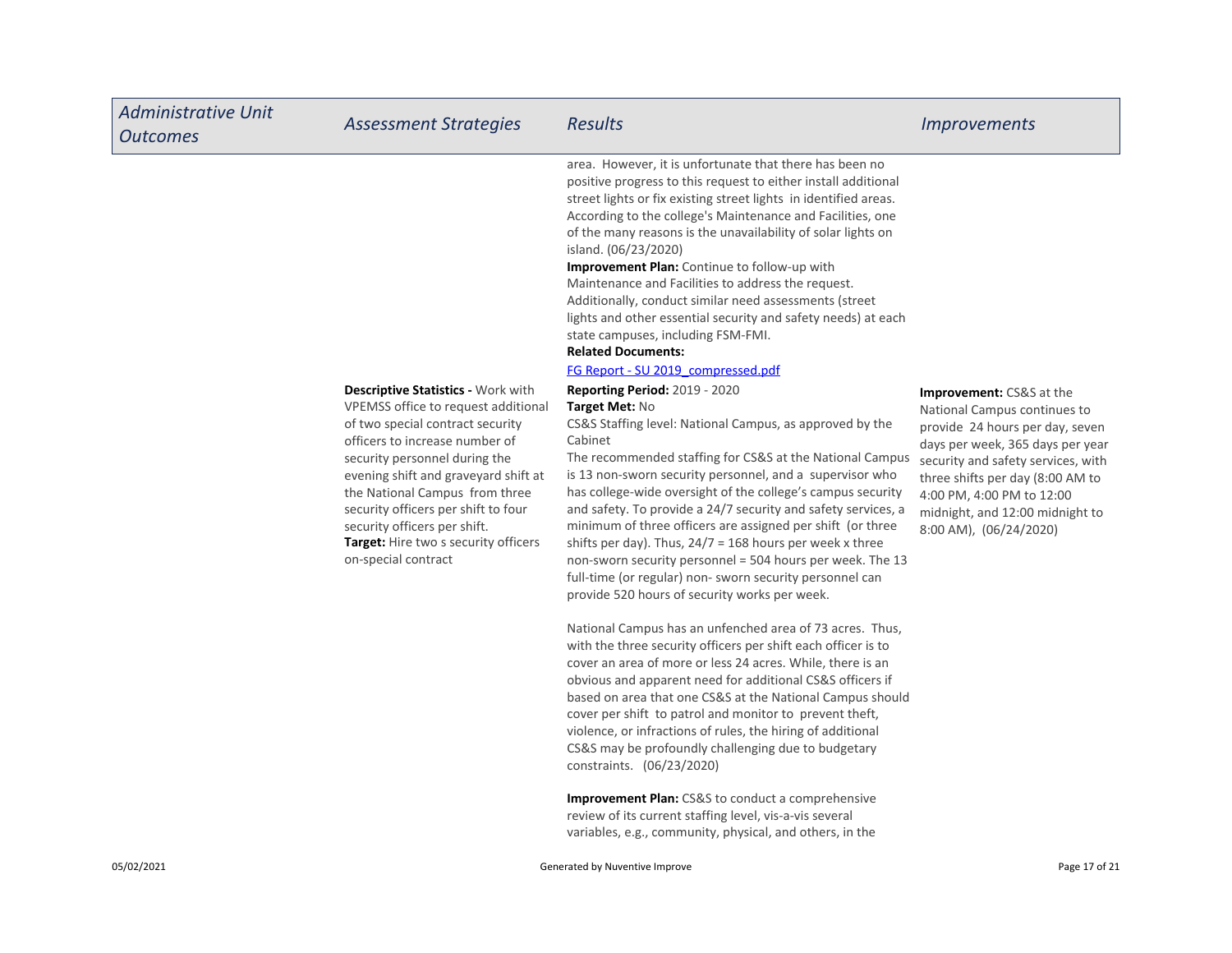| *Administrative Unit Outcomes* | *Assessment Strategies* | *Results* | *Improvements* |
|---|---|---|---|
| | | area. However, it is unfortunate that there has been no positive progress to this request to either install additional street lights or fix existing street lights in identified areas. According to the college's Maintenance and Facilities, one of the many reasons is the unavailability of solar lights on island. (06/23/2020)<br>**Improvement Plan:** Continue to follow-up with Maintenance and Facilities to address the request. Additionally, conduct similar need assessments (street lights and other essential security and safety needs) at each state campuses, including FSM-FMI.<br>**Related Documents:**<br>[FG Report - SU 2019_compressed.pdf] | |
| | **Descriptive Statistics -** Work with VPEMSS office to request additional of two special contract security officers to increase number of security personnel during the evening shift and graveyard shift at the National Campus from three security officers per shift to four security officers per shift.<br>**Target:** Hire two s security officers on-special contract | **Reporting Period:** 2019 - 2020<br>**Target Met:** No<br>CS&S Staffing level: National Campus, as approved by the Cabinet<br>The recommended staffing for CS&S at the National Campus is 13 non-sworn security personnel, and a supervisor who has college-wide oversight of the college's campus security and safety. To provide a 24/7 security and safety services, a minimum of three officers are assigned per shift (or three shifts per day). Thus, 24/7 = 168 hours per week x three non-sworn security personnel = 504 hours per week. The 13 full-time (or regular) non- sworn security personnel can provide 520 hours of security works per week.<br><br>National Campus has an unfenced area of 73 acres. Thus, with the three security officers per shift each officer is to cover an area of more or less 24 acres. While, there is an obvious and apparent need for additional CS&S officers if based on area that one CS&S at the National Campus should cover per shift to patrol and monitor to prevent theft, violence, or infractions of rules, the hiring of additional CS&S may be profoundly challenging due to budgetary constraints. (06/23/2020)<br><br>**Improvement Plan:** CS&S to conduct a comprehensive review of its current staffing level, vis-a-vis several variables, e.g., community, physical, and others, in the | **Improvement:** CS&S at the National Campus continues to provide 24 hours per day, seven days per week, 365 days per year security and safety services, with three shifts per day (8:00 AM to 4:00 PM, 4:00 PM to 12:00 midnight, and 12:00 midnight to 8:00 AM), (06/24/2020) |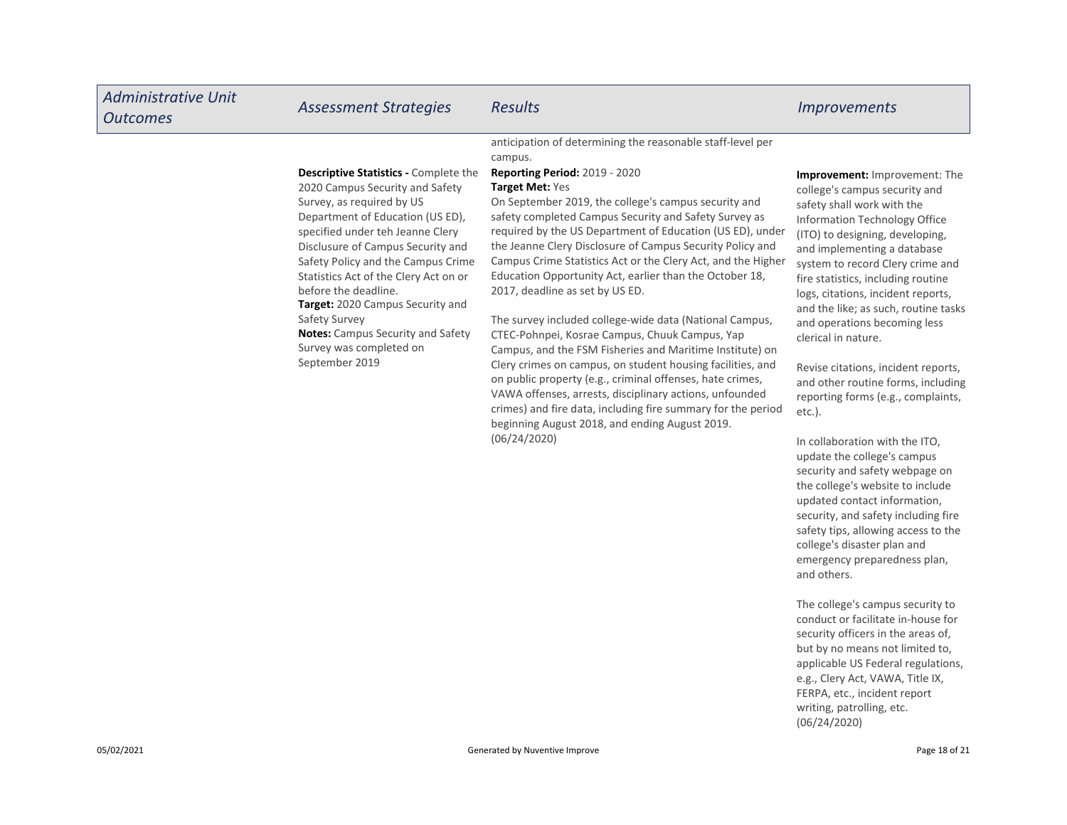| Administrative Unit Outcomes | Assessment Strategies | Results | Improvements |
|---|---|---|---|
| | | anticipation of determining the reasonable staff-level per campus. | |
| | **Descriptive Statistics -** Complete the 2020 Campus Security and Safety Survey, as required by US Department of Education (US ED), specified under teh Jeanne Clery Disclusure of Campus Security and Safety Policy and the Campus Crime Statistics Act of the Clery Act on or before the deadline.<br>**Target:** 2020 Campus Security and Safety Survey<br>**Notes:** Campus Security and Safety Survey was completed on September 2019 | **Reporting Period:** 2019 - 2020<br>**Target Met:** Yes<br>On September 2019, the college's campus security and safety completed Campus Security and Safety Survey as required by the US Department of Education (US ED), under the Jeanne Clery Disclosure of Campus Security Policy and Campus Crime Statistics Act or the Clery Act, and the Higher Education Opportunity Act, earlier than the October 18, 2017, deadline as set by US ED.<br><br>The survey included college-wide data (National Campus, CTEC-Pohnpei, Kosrae Campus, Chuuk Campus, Yap Campus, and the FSM Fisheries and Maritime Institute) on Clery crimes on campus, on student housing facilities, and on public property (e.g., criminal offenses, hate crimes, VAWA offenses, arrests, disciplinary actions, unfounded crimes) and fire data, including fire summary for the period beginning August 2018, and ending August 2019. (06/24/2020) | **Improvement:** Improvement: The college's campus security and safety shall work with the Information Technology Office (ITO) to designing, developing, and implementing a database system to record Clery crime and fire statistics, including routine logs, citations, incident reports, and the like; as such, routine tasks and operations becoming less clerical in nature.<br><br>Revise citations, incident reports, and other routine forms, including reporting forms (e.g., complaints, etc.).<br><br>In collaboration with the ITO, update the college's campus security and safety webpage on the college's website to include updated contact information, security, and safety including fire safety tips, allowing access to the college's disaster plan and emergency preparedness plan, and others.<br><br>The college's campus security to conduct or facilitate in-house for security officers in the areas of, but by no means not limited to, applicable US Federal regulations, e.g., Clery Act, VAWA, Title IX, FERPA, etc., incident report writing, patrolling, etc. (06/24/2020) |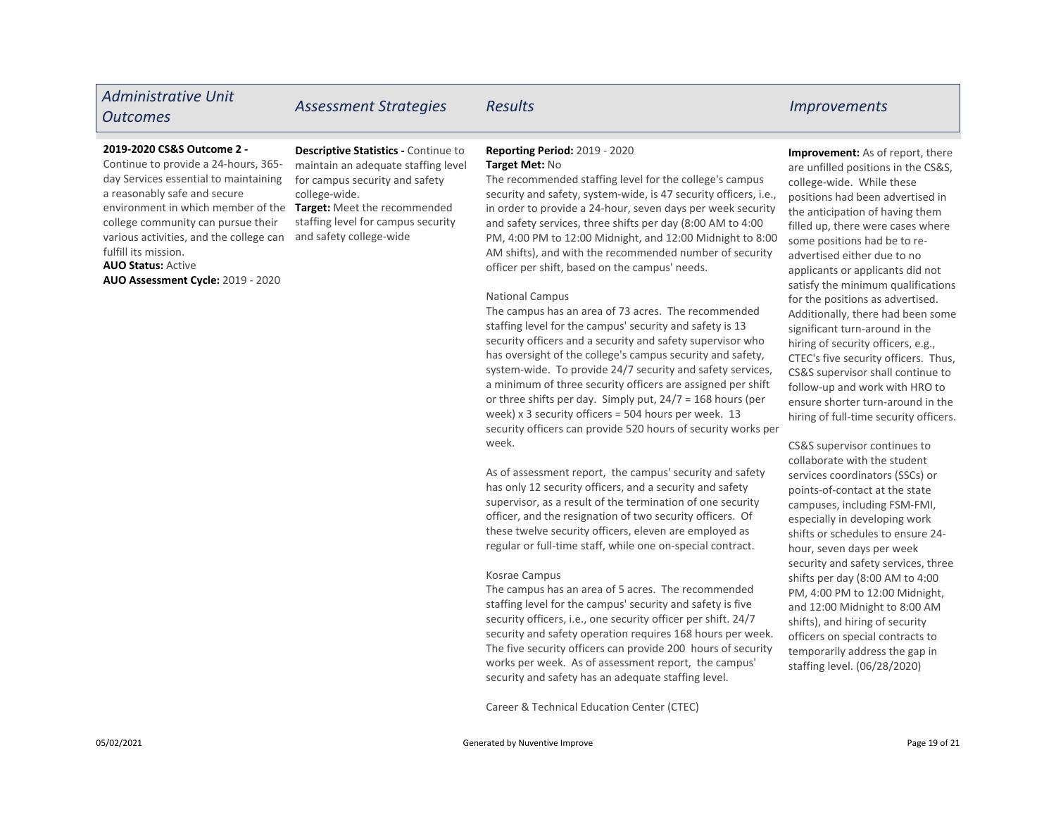| *Administrative Unit Outcomes* | *Assessment Strategies* | *Results* | *Improvements* |
|---|---|---|---|
| **2019-2020 CS&S Outcome 2 -** Continue to provide a 24-hours, 365-day Services essential to maintaining a reasonably safe and secure environment in which member of the college community can pursue their various activities, and the college can fulfill its mission.<br>**AUO Status:** Active<br>**AUO Assessment Cycle:** 2019 - 2020 | **Descriptive Statistics -** Continue to maintain an adequate staffing level for campus security and safety college-wide.<br>**Target:** Meet the recommended staffing level for campus security and safety college-wide | **Reporting Period:** 2019 - 2020<br>**Target Met:** No<br>The recommended staffing level for the college's campus security and safety, system-wide, is 47 security officers, i.e., in order to provide a 24-hour, seven days per week security and safety services, three shifts per day (8:00 AM to 4:00 PM, 4:00 PM to 12:00 Midnight, and 12:00 Midnight to 8:00 AM shifts), and with the recommended number of security officer per shift, based on the campus' needs.<br><br>National Campus<br>The campus has an area of 73 acres. The recommended staffing level for the campus' security and safety is 13 security officers and a security and safety supervisor who has oversight of the college's campus security and safety, system-wide. To provide 24/7 security and safety services, a minimum of three security officers are assigned per shift or three shifts per day. Simply put, 24/7 = 168 hours (per week) x 3 security officers = 504 hours per week. 13 security officers can provide 520 hours of security works per week.<br><br>As of assessment report, the campus' security and safety has only 12 security officers, and a security and safety supervisor, as a result of the termination of one security officer, and the resignation of two security officers. Of these twelve security officers, eleven are employed as regular or full-time staff, while one on-special contract.<br><br>Kosrae Campus<br>The campus has an area of 5 acres. The recommended staffing level for the campus' security and safety is five security officers, i.e., one security officer per shift. 24/7 security and safety operation requires 168 hours per week. The five security officers can provide 200 hours of security works per week. As of assessment report, the campus' security and safety has an adequate staffing level.<br><br>Career & Technical Education Center (CTEC) | **Improvement:** As of report, there are unfilled positions in the CS&S, college-wide. While these positions had been advertised in the anticipation of having them filled up, there were cases where some positions had be to re-advertised either due to no applicants or applicants did not satisfy the minimum qualifications for the positions as advertised. Additionally, there had been some significant turn-around in the hiring of security officers, e.g., CTEC's five security officers. Thus, CS&S supervisor shall continue to follow-up and work with HRO to ensure shorter turn-around in the hiring of full-time security officers.<br><br>CS&S supervisor continues to collaborate with the student services coordinators (SSCs) or points-of-contact at the state campuses, including FSM-FMI, especially in developing work shifts or schedules to ensure 24-hour, seven days per week security and safety services, three shifts per day (8:00 AM to 4:00 PM, 4:00 PM to 12:00 Midnight, and 12:00 Midnight to 8:00 AM shifts), and hiring of security officers on special contracts to temporarily address the gap in staffing level. (06/28/2020) |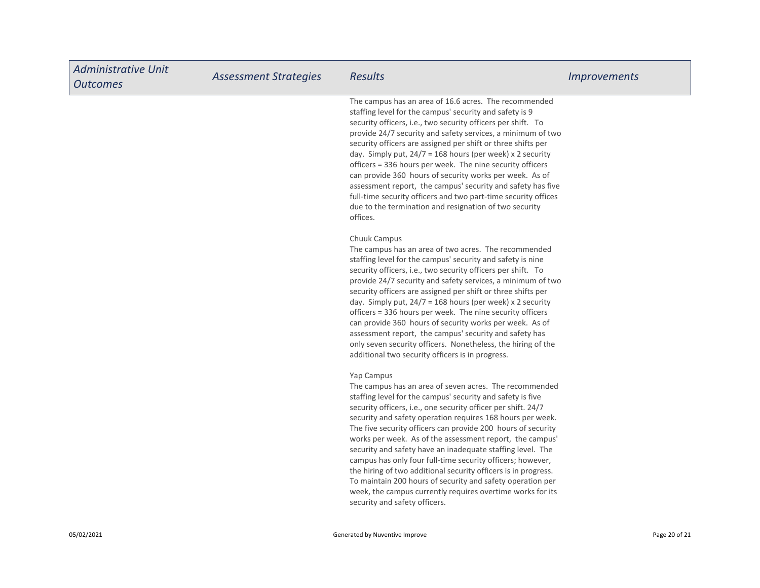| Administrative Unit Outcomes | Assessment Strategies | Results | Improvements |
|---|---|---|---|
| | | The campus has an area of 16.6 acres. The recommended staffing level for the campus' security and safety is 9 security officers, i.e., two security officers per shift. To provide 24/7 security and safety services, a minimum of two security officers are assigned per shift or three shifts per day. Simply put, 24/7 = 168 hours (per week) x 2 security officers = 336 hours per week. The nine security officers can provide 360 hours of security works per week. As of assessment report, the campus' security and safety has five full-time security officers and two part-time security offices due to the termination and resignation of two security offices.<br><br>Chuuk Campus<br>The campus has an area of two acres. The recommended staffing level for the campus' security and safety is nine security officers, i.e., two security officers per shift. To provide 24/7 security and safety services, a minimum of two security officers are assigned per shift or three shifts per day. Simply put, 24/7 = 168 hours (per week) x 2 security officers = 336 hours per week. The nine security officers can provide 360 hours of security works per week. As of assessment report, the campus' security and safety has only seven security officers. Nonetheless, the hiring of the additional two security officers is in progress.<br><br>Yap Campus<br>The campus has an area of seven acres. The recommended staffing level for the campus' security and safety is five security officers, i.e., one security officer per shift. 24/7 security and safety operation requires 168 hours per week. The five security officers can provide 200 hours of security works per week. As of the assessment report, the campus' security and safety have an inadequate staffing level. The campus has only four full-time security officers; however, the hiring of two additional security officers is in progress. To maintain 200 hours of security and safety operation per week, the campus currently requires overtime works for its security and safety officers. | |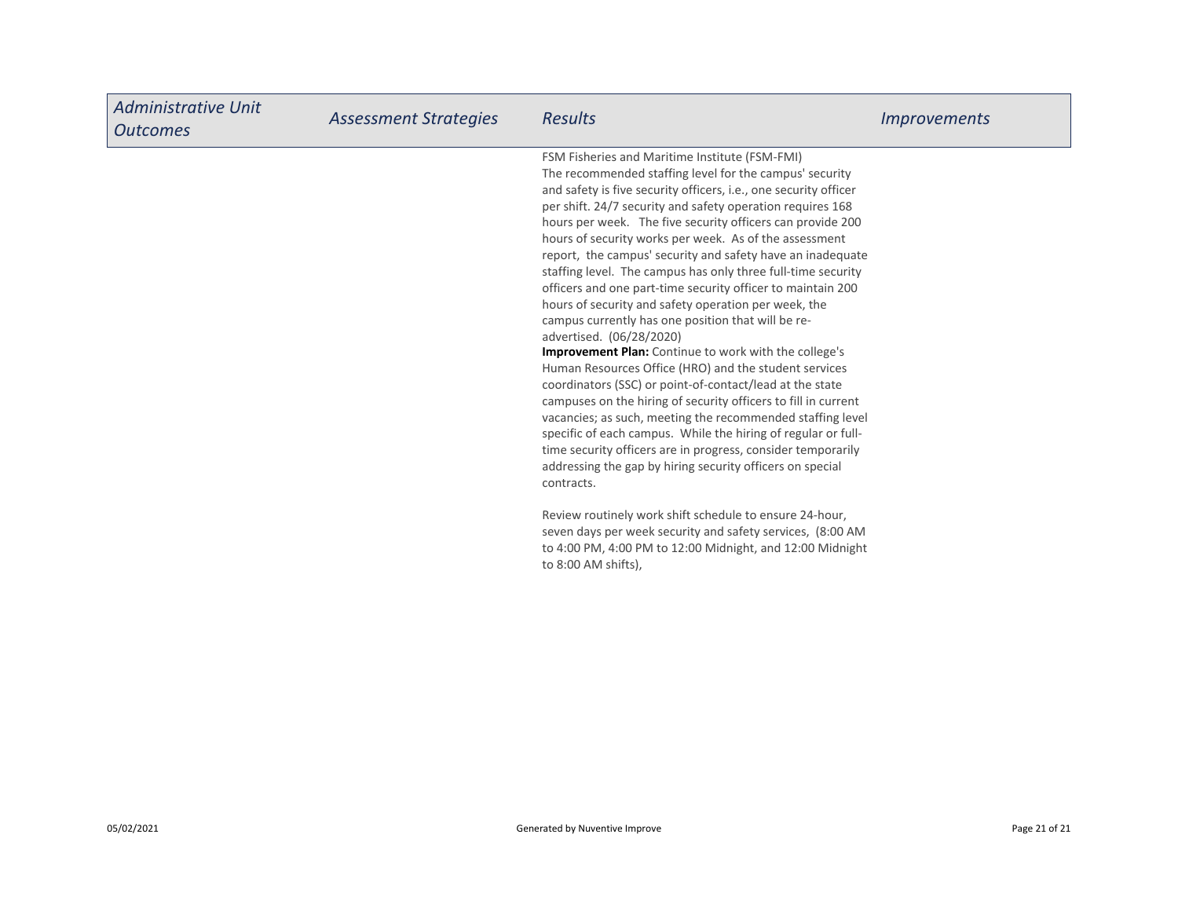| Administrative Unit Outcomes | Assessment Strategies | Results | Improvements |
| --- | --- | --- | --- |
| | | FSM Fisheries and Maritime Institute (FSM-FMI)<br>The recommended staffing level for the campus' security and safety is five security officers, i.e., one security officer per shift. 24/7 security and safety operation requires 168 hours per week. The five security officers can provide 200 hours of security works per week. As of the assessment report, the campus' security and safety have an inadequate staffing level. The campus has only three full-time security officers and one part-time security officer to maintain 200 hours of security and safety operation per week, the campus currently has one position that will be re-advertised. (06/28/2020)<br>**Improvement Plan:** Continue to work with the college's Human Resources Office (HRO) and the student services coordinators (SSC) or point-of-contact/lead at the state campuses on the hiring of security officers to fill in current vacancies; as such, meeting the recommended staffing level specific of each campus. While the hiring of regular or full-time security officers are in progress, consider temporarily addressing the gap by hiring security officers on special contracts.<br><br>Review routinely work shift schedule to ensure 24-hour, seven days per week security and safety services, (8:00 AM to 4:00 PM, 4:00 PM to 12:00 Midnight, and 12:00 Midnight to 8:00 AM shifts), | |